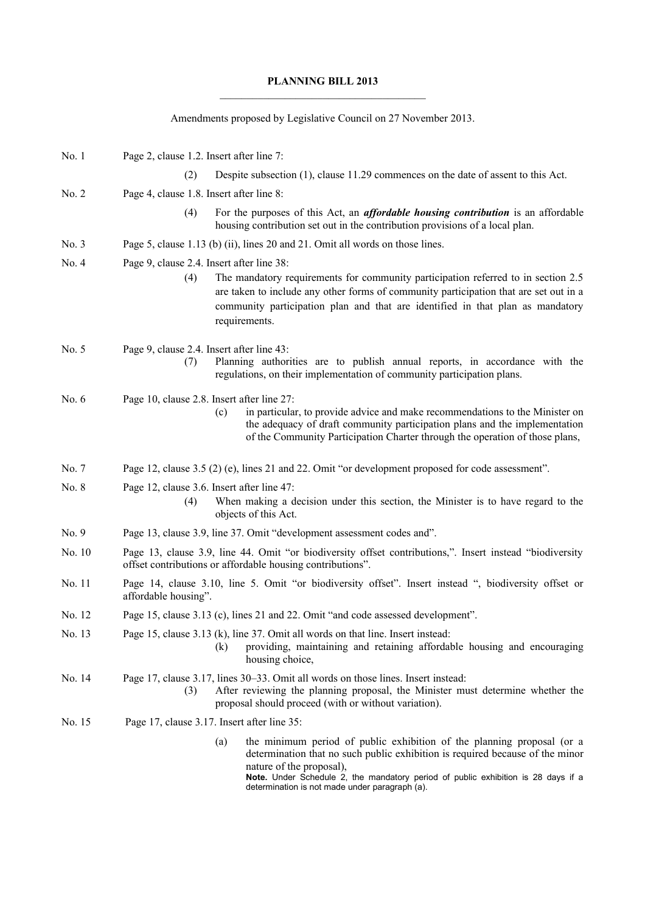**PLANNING BILL 2013**

Amendments proposed by Legislative Council on 27 November 2013.

No. 1 Page 2, clause 1.2. Insert after line 7:

> (2) Despite subsection (1), clause 11.29 commences on the date of assent to this Act.

No. 2 Page 4, clause 1.8. Insert after line 8:

> (4) For the purposes of this Act, an ***affordable housing contribution*** is an affordable housing contribution set out in the contribution provisions of a local plan.

No. 3 Page 5, clause 1.13 (b) (ii), lines 20 and 21. Omit all words on those lines.

No. 4 Page 9, clause 2.4. Insert after line 38:

> (4) The mandatory requirements for community participation referred to in section 2.5 are taken to include any other forms of community participation that are set out in a community participation plan and that are identified in that plan as mandatory requirements.

No. 5 Page 9, clause 2.4. Insert after line 43:

> (7) Planning authorities are to publish annual reports, in accordance with the regulations, on their implementation of community participation plans.

No. 6 Page 10, clause 2.8. Insert after line 27:

> (c) in particular, to provide advice and make recommendations to the Minister on the adequacy of draft community participation plans and the implementation of the Community Participation Charter through the operation of those plans,

No. 7 Page 12, clause 3.5 (2) (e), lines 21 and 22. Omit "or development proposed for code assessment".

No. 8 Page 12, clause 3.6. Insert after line 47:

> (4) When making a decision under this section, the Minister is to have regard to the objects of this Act.

No. 9 Page 13, clause 3.9, line 37. Omit "development assessment codes and".

No. 10 Page 13, clause 3.9, line 44. Omit "or biodiversity offset contributions,". Insert instead "biodiversity offset contributions or affordable housing contributions".

No. 11 Page 14, clause 3.10, line 5. Omit "or biodiversity offset". Insert instead ", biodiversity offset or affordable housing".

No. 12 Page 15, clause 3.13 (c), lines 21 and 22. Omit "and code assessed development".

No. 13 Page 15, clause 3.13 (k), line 37. Omit all words on that line. Insert instead:

> (k) providing, maintaining and retaining affordable housing and encouraging housing choice,

No. 14 Page 17, clause 3.17, lines 30–33. Omit all words on those lines. Insert instead:

> (3) After reviewing the planning proposal, the Minister must determine whether the proposal should proceed (with or without variation).

No. 15 Page 17, clause 3.17. Insert after line 35:

> (a) the minimum period of public exhibition of the planning proposal (or a determination that no such public exhibition is required because of the minor nature of the proposal),
>
> **Note.** Under Schedule 2, the mandatory period of public exhibition is 28 days if a determination is not made under paragraph (a).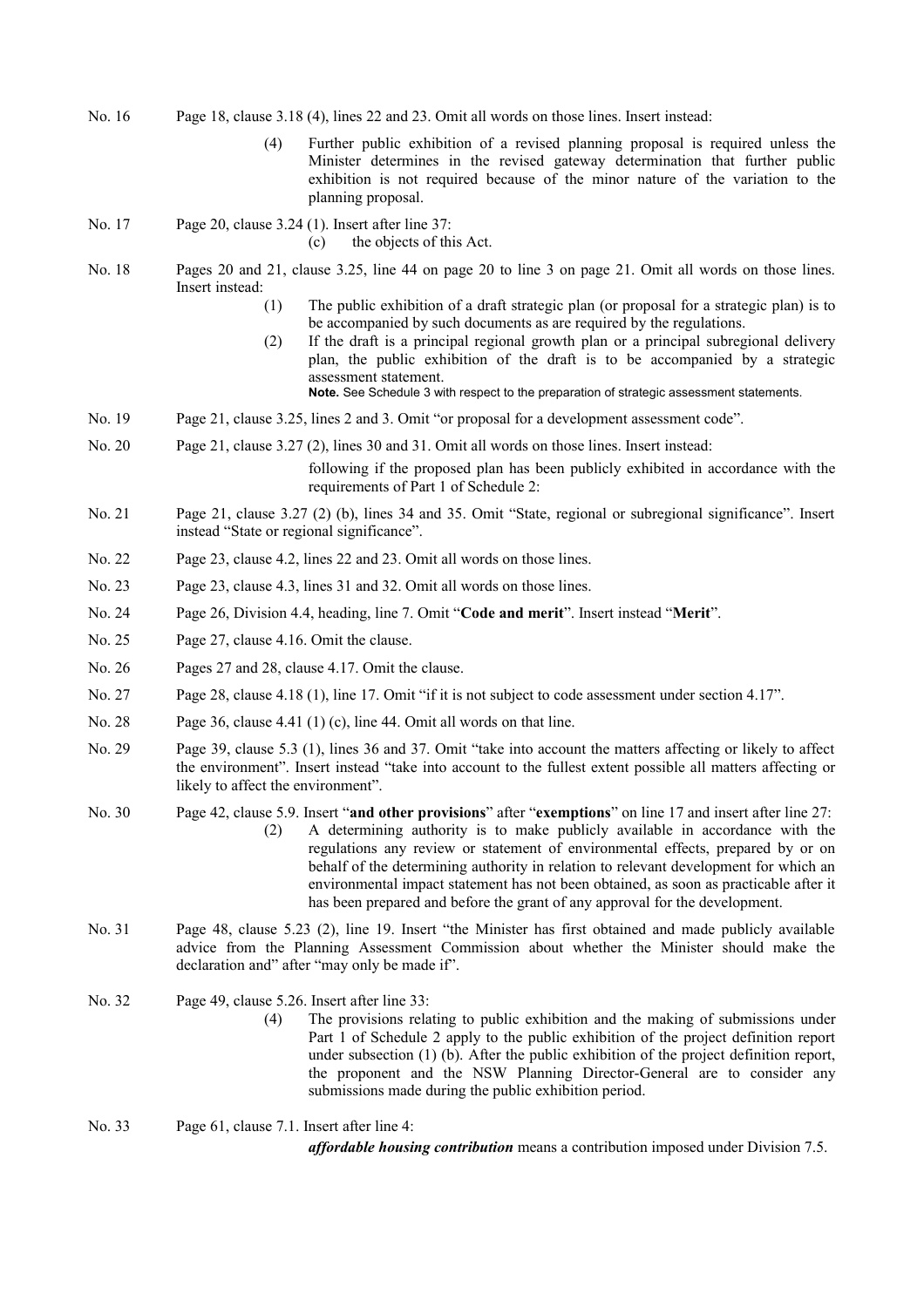No. 16 Page 18, clause 3.18 (4), lines 22 and 23. Omit all words on those lines. Insert instead:

> (4) Further public exhibition of a revised planning proposal is required unless the Minister determines in the revised gateway determination that further public exhibition is not required because of the minor nature of the variation to the planning proposal.

No. 17 Page 20, clause 3.24 (1). Insert after line 37:

> (c) the objects of this Act.

No. 18 Pages 20 and 21, clause 3.25, line 44 on page 20 to line 3 on page 21. Omit all words on those lines. Insert instead:

> (1) The public exhibition of a draft strategic plan (or proposal for a strategic plan) is to be accompanied by such documents as are required by the regulations.
>
> (2) If the draft is a principal regional growth plan or a principal subregional delivery plan, the public exhibition of the draft is to be accompanied by a strategic assessment statement.
>
> **Note.** See Schedule 3 with respect to the preparation of strategic assessment statements.

No. 19 Page 21, clause 3.25, lines 2 and 3. Omit "or proposal for a development assessment code".

No. 20 Page 21, clause 3.27 (2), lines 30 and 31. Omit all words on those lines. Insert instead:

> following if the proposed plan has been publicly exhibited in accordance with the requirements of Part 1 of Schedule 2:

No. 21 Page 21, clause 3.27 (2) (b), lines 34 and 35. Omit "State, regional or subregional significance". Insert instead "State or regional significance".

No. 22 Page 23, clause 4.2, lines 22 and 23. Omit all words on those lines.

No. 23 Page 23, clause 4.3, lines 31 and 32. Omit all words on those lines.

No. 24 Page 26, Division 4.4, heading, line 7. Omit "**Code and merit**". Insert instead "**Merit**".

No. 25 Page 27, clause 4.16. Omit the clause.

No. 26 Pages 27 and 28, clause 4.17. Omit the clause.

No. 27 Page 28, clause 4.18 (1), line 17. Omit "if it is not subject to code assessment under section 4.17".

No. 28 Page 36, clause 4.41 (1) (c), line 44. Omit all words on that line.

No. 29 Page 39, clause 5.3 (1), lines 36 and 37. Omit "take into account the matters affecting or likely to affect the environment". Insert instead "take into account to the fullest extent possible all matters affecting or likely to affect the environment".

No. 30 Page 42, clause 5.9. Insert "**and other provisions**" after "**exemptions**" on line 17 and insert after line 27:

> (2) A determining authority is to make publicly available in accordance with the regulations any review or statement of environmental effects, prepared by or on behalf of the determining authority in relation to relevant development for which an environmental impact statement has not been obtained, as soon as practicable after it has been prepared and before the grant of any approval for the development.

No. 31 Page 48, clause 5.23 (2), line 19. Insert "the Minister has first obtained and made publicly available advice from the Planning Assessment Commission about whether the Minister should make the declaration and" after "may only be made if".

No. 32 Page 49, clause 5.26. Insert after line 33:

> (4) The provisions relating to public exhibition and the making of submissions under Part 1 of Schedule 2 apply to the public exhibition of the project definition report under subsection (1) (b). After the public exhibition of the project definition report, the proponent and the NSW Planning Director-General are to consider any submissions made during the public exhibition period.

No. 33 Page 61, clause 7.1. Insert after line 4:

> ***affordable housing contribution*** means a contribution imposed under Division 7.5.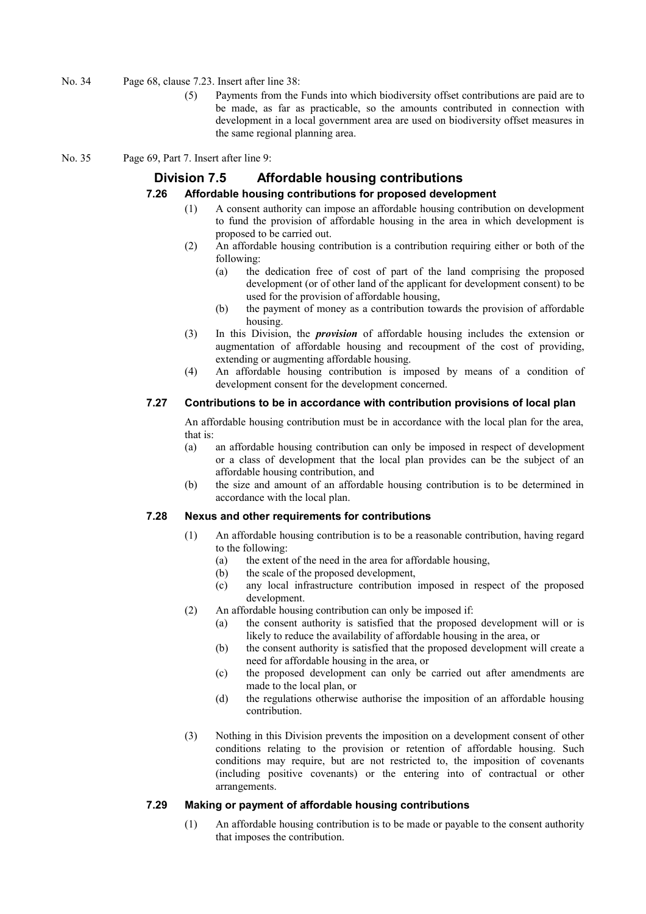No. 34 Page 68, clause 7.23. Insert after line 38:

(5) Payments from the Funds into which biodiversity offset contributions are paid are to be made, as far as practicable, so the amounts contributed in connection with development in a local government area are used on biodiversity offset measures in the same regional planning area.

No. 35 Page 69, Part 7. Insert after line 9:

## Division 7.5 Affordable housing contributions

### 7.26 Affordable housing contributions for proposed development

(1) A consent authority can impose an affordable housing contribution on development to fund the provision of affordable housing in the area in which development is proposed to be carried out.

(2) An affordable housing contribution is a contribution requiring either or both of the following:

- (a) the dedication free of cost of part of the land comprising the proposed development (or of other land of the applicant for development consent) to be used for the provision of affordable housing,
- (b) the payment of money as a contribution towards the provision of affordable housing.

(3) In this Division, the ***provision*** of affordable housing includes the extension or augmentation of affordable housing and recoupment of the cost of providing, extending or augmenting affordable housing.

(4) An affordable housing contribution is imposed by means of a condition of development consent for the development concerned.

### 7.27 Contributions to be in accordance with contribution provisions of local plan

An affordable housing contribution must be in accordance with the local plan for the area, that is:

- (a) an affordable housing contribution can only be imposed in respect of development or a class of development that the local plan provides can be the subject of an affordable housing contribution, and
- (b) the size and amount of an affordable housing contribution is to be determined in accordance with the local plan.

### 7.28 Nexus and other requirements for contributions

(1) An affordable housing contribution is to be a reasonable contribution, having regard to the following:

- (a) the extent of the need in the area for affordable housing,
- (b) the scale of the proposed development,
- (c) any local infrastructure contribution imposed in respect of the proposed development.

(2) An affordable housing contribution can only be imposed if:

- (a) the consent authority is satisfied that the proposed development will or is likely to reduce the availability of affordable housing in the area, or
- (b) the consent authority is satisfied that the proposed development will create a need for affordable housing in the area, or
- (c) the proposed development can only be carried out after amendments are made to the local plan, or
- (d) the regulations otherwise authorise the imposition of an affordable housing contribution.

(3) Nothing in this Division prevents the imposition on a development consent of other conditions relating to the provision or retention of affordable housing. Such conditions may require, but are not restricted to, the imposition of covenants (including positive covenants) or the entering into of contractual or other arrangements.

### 7.29 Making or payment of affordable housing contributions

(1) An affordable housing contribution is to be made or payable to the consent authority that imposes the contribution.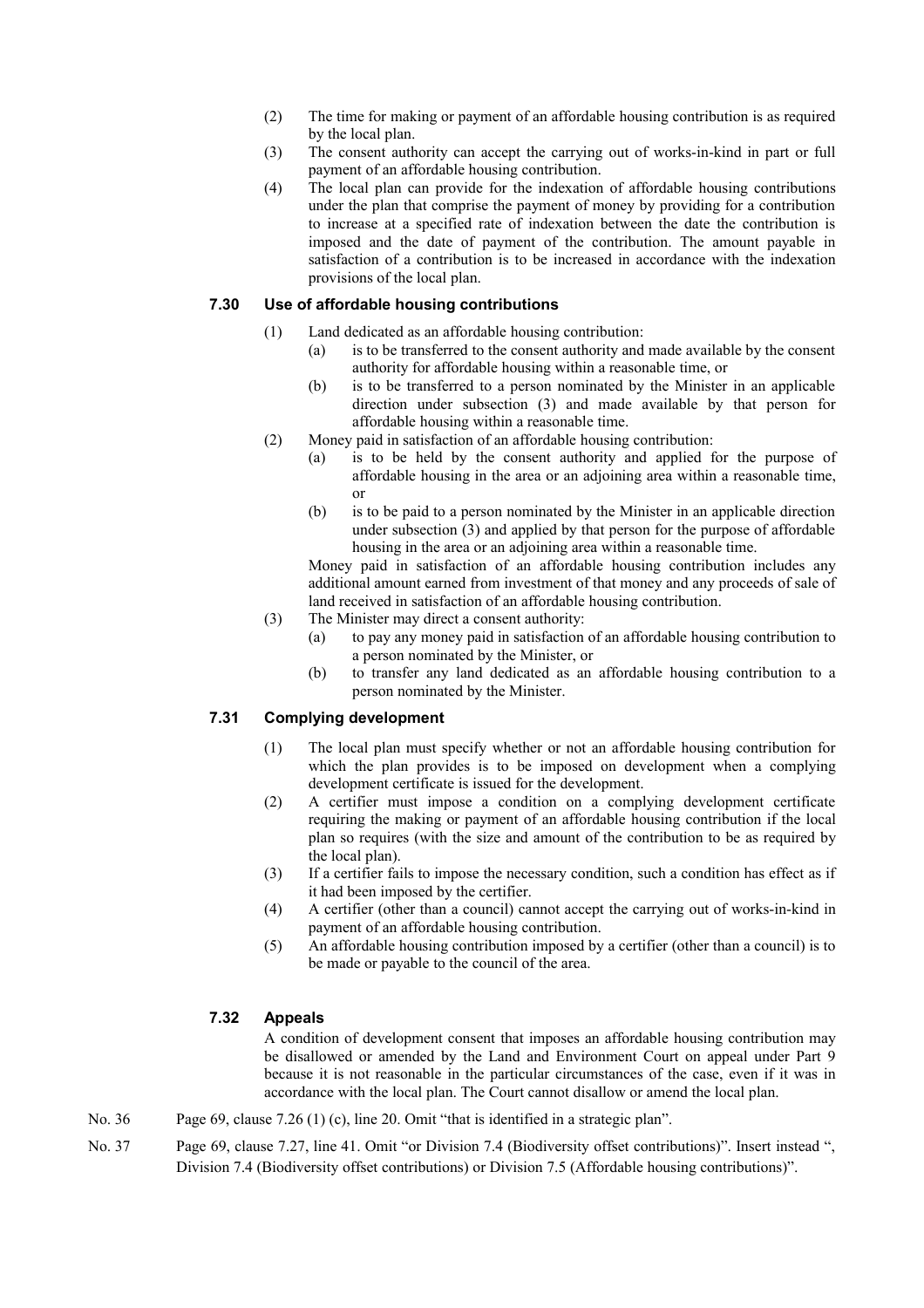(2) The time for making or payment of an affordable housing contribution is as required by the local plan.

(3) The consent authority can accept the carrying out of works-in-kind in part or full payment of an affordable housing contribution.

(4) The local plan can provide for the indexation of affordable housing contributions under the plan that comprise the payment of money by providing for a contribution to increase at a specified rate of indexation between the date the contribution is imposed and the date of payment of the contribution. The amount payable in satisfaction of a contribution is to be increased in accordance with the indexation provisions of the local plan.

### 7.30 Use of affordable housing contributions

(1) Land dedicated as an affordable housing contribution:

- (a) is to be transferred to the consent authority and made available by the consent authority for affordable housing within a reasonable time, or
- (b) is to be transferred to a person nominated by the Minister in an applicable direction under subsection (3) and made available by that person for affordable housing within a reasonable time.

(2) Money paid in satisfaction of an affordable housing contribution:

- (a) is to be held by the consent authority and applied for the purpose of affordable housing in the area or an adjoining area within a reasonable time, or
- (b) is to be paid to a person nominated by the Minister in an applicable direction under subsection (3) and applied by that person for the purpose of affordable housing in the area or an adjoining area within a reasonable time.

Money paid in satisfaction of an affordable housing contribution includes any additional amount earned from investment of that money and any proceeds of sale of land received in satisfaction of an affordable housing contribution.

(3) The Minister may direct a consent authority:

- (a) to pay any money paid in satisfaction of an affordable housing contribution to a person nominated by the Minister, or
- (b) to transfer any land dedicated as an affordable housing contribution to a person nominated by the Minister.

### 7.31 Complying development

(1) The local plan must specify whether or not an affordable housing contribution for which the plan provides is to be imposed on development when a complying development certificate is issued for the development.

(2) A certifier must impose a condition on a complying development certificate requiring the making or payment of an affordable housing contribution if the local plan so requires (with the size and amount of the contribution to be as required by the local plan).

(3) If a certifier fails to impose the necessary condition, such a condition has effect as if it had been imposed by the certifier.

(4) A certifier (other than a council) cannot accept the carrying out of works-in-kind in payment of an affordable housing contribution.

(5) An affordable housing contribution imposed by a certifier (other than a council) is to be made or payable to the council of the area.

### 7.32 Appeals

A condition of development consent that imposes an affordable housing contribution may be disallowed or amended by the Land and Environment Court on appeal under Part 9 because it is not reasonable in the particular circumstances of the case, even if it was in accordance with the local plan. The Court cannot disallow or amend the local plan.

No. 36 Page 69, clause 7.26 (1) (c), line 20. Omit "that is identified in a strategic plan".

No. 37 Page 69, clause 7.27, line 41. Omit "or Division 7.4 (Biodiversity offset contributions)". Insert instead ", Division 7.4 (Biodiversity offset contributions) or Division 7.5 (Affordable housing contributions)".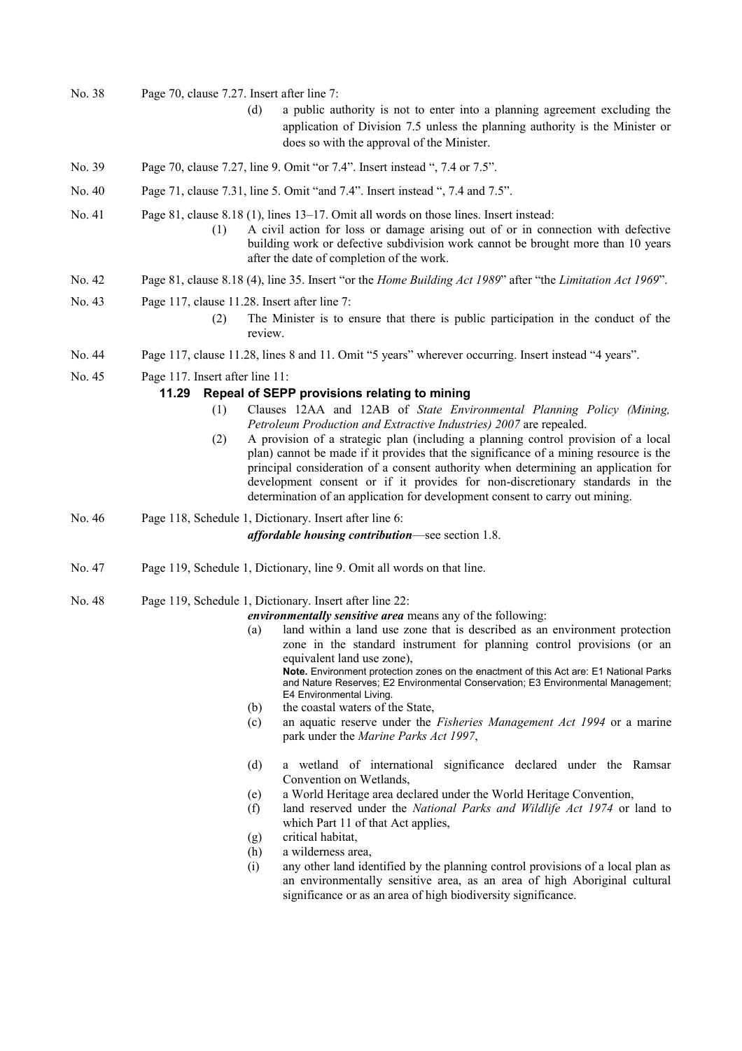No. 38 Page 70, clause 7.27. Insert after line 7:

(d) a public authority is not to enter into a planning agreement excluding the application of Division 7.5 unless the planning authority is the Minister or does so with the approval of the Minister.

No. 39 Page 70, clause 7.27, line 9. Omit "or 7.4". Insert instead ", 7.4 or 7.5".

No. 40 Page 71, clause 7.31, line 5. Omit "and 7.4". Insert instead ", 7.4 and 7.5".

No. 41 Page 81, clause 8.18 (1), lines 13–17. Omit all words on those lines. Insert instead:

(1) A civil action for loss or damage arising out of or in connection with defective building work or defective subdivision work cannot be brought more than 10 years after the date of completion of the work.

No. 42 Page 81, clause 8.18 (4), line 35. Insert "or the *Home Building Act 1989*" after "the *Limitation Act 1969*".

No. 43 Page 117, clause 11.28. Insert after line 7:

(2) The Minister is to ensure that there is public participation in the conduct of the review.

No. 44 Page 117, clause 11.28, lines 8 and 11. Omit "5 years" wherever occurring. Insert instead "4 years".

No. 45 Page 117. Insert after line 11:

**11.29 Repeal of SEPP provisions relating to mining**

(1) Clauses 12AA and 12AB of *State Environmental Planning Policy (Mining, Petroleum Production and Extractive Industries) 2007* are repealed.

(2) A provision of a strategic plan (including a planning control provision of a local plan) cannot be made if it provides that the significance of a mining resource is the principal consideration of a consent authority when determining an application for development consent or if it provides for non-discretionary standards in the determination of an application for development consent to carry out mining.

No. 46 Page 118, Schedule 1, Dictionary. Insert after line 6:

***affordable housing contribution***—see section 1.8.

No. 47 Page 119, Schedule 1, Dictionary, line 9. Omit all words on that line.

No. 48 Page 119, Schedule 1, Dictionary. Insert after line 22:

***environmentally sensitive area*** means any of the following:

(a) land within a land use zone that is described as an environment protection zone in the standard instrument for planning control provisions (or an equivalent land use zone),

**Note.** Environment protection zones on the enactment of this Act are: E1 National Parks and Nature Reserves; E2 Environmental Conservation; E3 Environmental Management; E4 Environmental Living.

(b) the coastal waters of the State,

(c) an aquatic reserve under the *Fisheries Management Act 1994* or a marine park under the *Marine Parks Act 1997*,

(d) a wetland of international significance declared under the Ramsar Convention on Wetlands,

(e) a World Heritage area declared under the World Heritage Convention,

(f) land reserved under the *National Parks and Wildlife Act 1974* or land to which Part 11 of that Act applies,

(g) critical habitat,

(h) a wilderness area,

(i) any other land identified by the planning control provisions of a local plan as an environmentally sensitive area, as an area of high Aboriginal cultural significance or as an area of high biodiversity significance.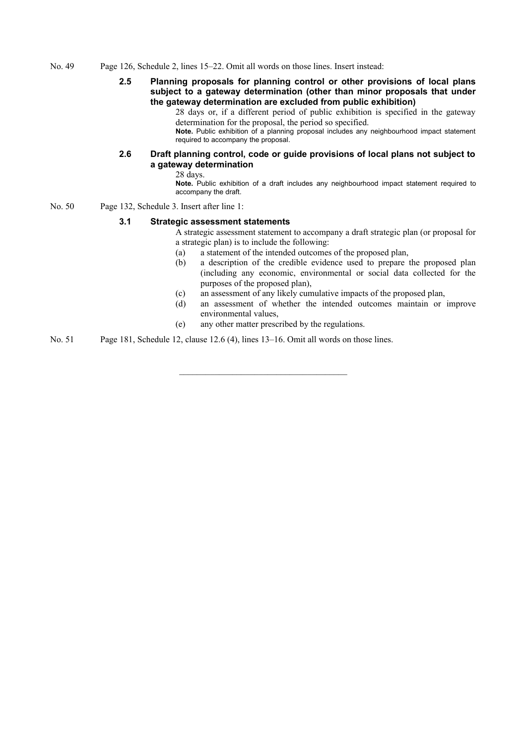No. 49 Page 126, Schedule 2, lines 15–22. Omit all words on those lines. Insert instead:

**2.5 Planning proposals for planning control or other provisions of local plans subject to a gateway determination (other than minor proposals that under the gateway determination are excluded from public exhibition)**

28 days or, if a different period of public exhibition is specified in the gateway determination for the proposal, the period so specified.

**Note.** Public exhibition of a planning proposal includes any neighbourhood impact statement required to accompany the proposal.

**2.6 Draft planning control, code or guide provisions of local plans not subject to a gateway determination**

28 days.

**Note.** Public exhibition of a draft includes any neighbourhood impact statement required to accompany the draft.

No. 50 Page 132, Schedule 3. Insert after line 1:

**3.1 Strategic assessment statements**

A strategic assessment statement to accompany a draft strategic plan (or proposal for a strategic plan) is to include the following:

(a) a statement of the intended outcomes of the proposed plan,

(b) a description of the credible evidence used to prepare the proposed plan (including any economic, environmental or social data collected for the purposes of the proposed plan),

(c) an assessment of any likely cumulative impacts of the proposed plan,

(d) an assessment of whether the intended outcomes maintain or improve environmental values,

(e) any other matter prescribed by the regulations.

No. 51 Page 181, Schedule 12, clause 12.6 (4), lines 13–16. Omit all words on those lines.